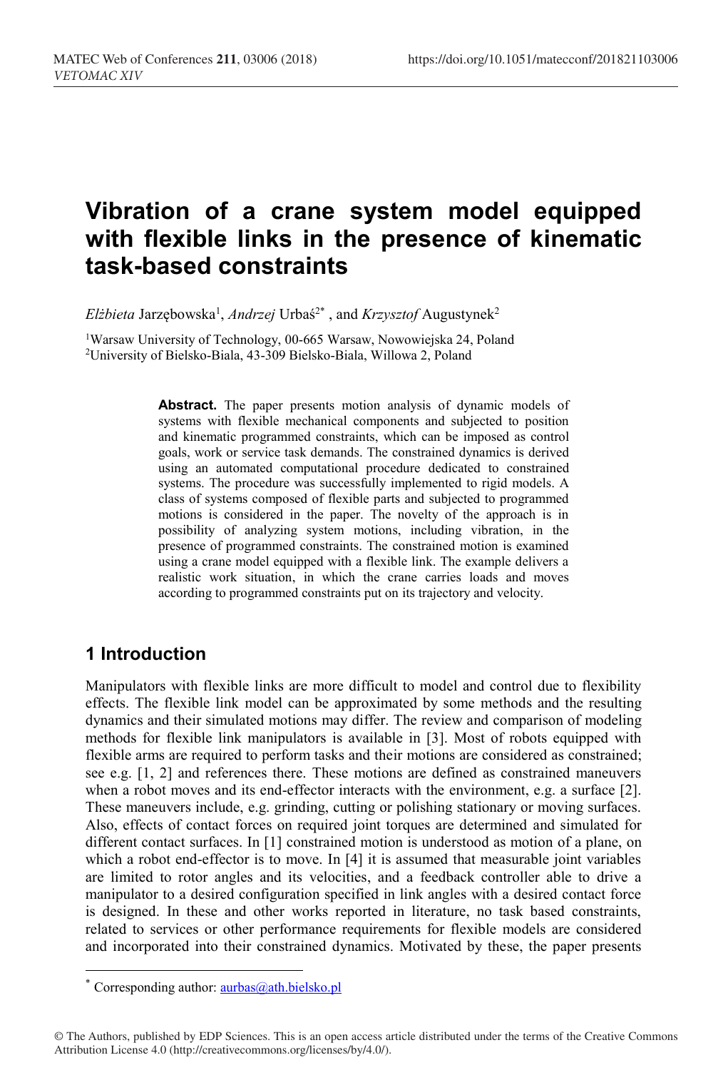# Vibration of a crane system model equipped with flexible links in the presence of kinematic task-based constraints

*Elżbieta* Jarzębowska[1], *Andrzej* Urbaś[2*] , and *Krzysztof* Augustynek[2]

[1]Warsaw University of Technology, 00-665 Warsaw, Nowowiejska 24, Poland
[2]University of Bielsko-Biala, 43-309 Bielsko-Biala, Willowa 2, Poland

**Abstract.** The paper presents motion analysis of dynamic models of systems with flexible mechanical components and subjected to position and kinematic programmed constraints, which can be imposed as control goals, work or service task demands. The constrained dynamics is derived using an automated computational procedure dedicated to constrained systems. The procedure was successfully implemented to rigid models. A class of systems composed of flexible parts and subjected to programmed motions is considered in the paper. The novelty of the approach is in possibility of analyzing system motions, including vibration, in the presence of programmed constraints. The constrained motion is examined using a crane model equipped with a flexible link. The example delivers a realistic work situation, in which the crane carries loads and moves according to programmed constraints put on its trajectory and velocity.

## 1 Introduction

Manipulators with flexible links are more difficult to model and control due to flexibility effects. The flexible link model can be approximated by some methods and the resulting dynamics and their simulated motions may differ. The review and comparison of modeling methods for flexible link manipulators is available in [3]. Most of robots equipped with flexible arms are required to perform tasks and their motions are considered as constrained; see e.g. [1, 2] and references there. These motions are defined as constrained maneuvers when a robot moves and its end-effector interacts with the environment, e.g. a surface [2]. These maneuvers include, e.g. grinding, cutting or polishing stationary or moving surfaces. Also, effects of contact forces on required joint torques are determined and simulated for different contact surfaces. In [1] constrained motion is understood as motion of a plane, on which a robot end-effector is to move. In [4] it is assumed that measurable joint variables are limited to rotor angles and its velocities, and a feedback controller able to drive a manipulator to a desired configuration specified in link angles with a desired contact force is designed. In these and other works reported in literature, no task based constraints, related to services or other performance requirements for flexible models are considered and incorporated into their constrained dynamics. Motivated by these, the paper presents

* Corresponding author: aurbas@ath.bielsko.pl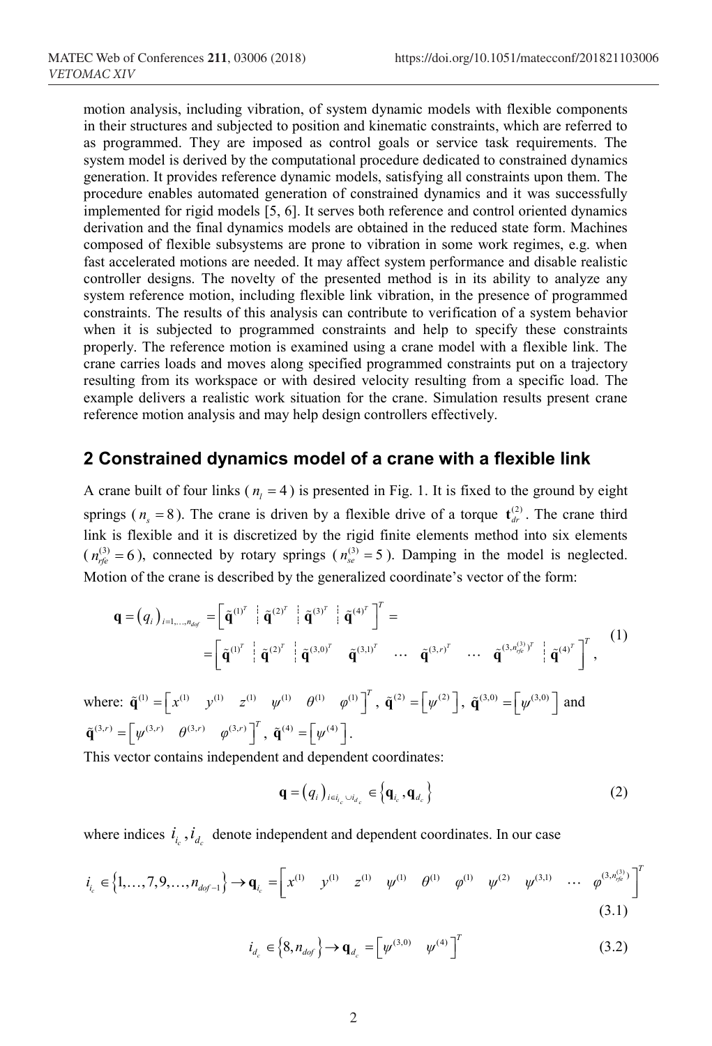motion analysis, including vibration, of system dynamic models with flexible components in their structures and subjected to position and kinematic constraints, which are referred to as programmed. They are imposed as control goals or service task requirements. The system model is derived by the computational procedure dedicated to constrained dynamics generation. It provides reference dynamic models, satisfying all constraints upon them. The procedure enables automated generation of constrained dynamics and it was successfully implemented for rigid models [5, 6]. It serves both reference and control oriented dynamics derivation and the final dynamics models are obtained in the reduced state form. Machines composed of flexible subsystems are prone to vibration in some work regimes, e.g. when fast accelerated motions are needed. It may affect system performance and disable realistic controller designs. The novelty of the presented method is in its ability to analyze any system reference motion, including flexible link vibration, in the presence of programmed constraints. The results of this analysis can contribute to verification of a system behavior when it is subjected to programmed constraints and help to specify these constraints properly. The reference motion is examined using a crane model with a flexible link. The crane carries loads and moves along specified programmed constraints put on a trajectory resulting from its workspace or with desired velocity resulting from a specific load. The example delivers a realistic work situation for the crane. Simulation results present crane reference motion analysis and may help design controllers effectively.

## 2 Constrained dynamics model of a crane with a flexible link

A crane built of four links ($n_l = 4$) is presented in Fig. 1. It is fixed to the ground by eight springs ($n_s = 8$). The crane is driven by a flexible drive of a torque $\mathbf{t}_{dr}^{(2)}$. The crane third link is flexible and it is discretized by the rigid finite elements method into six elements ($n_{rfe}^{(3)} = 6$), connected by rotary springs ($n_{se}^{(3)} = 5$). Damping in the model is neglected. Motion of the crane is described by the generalized coordinate's vector of the form:

$$\mathbf{q} = (q_i)_{i=1,\dots,n_{dof}} = \left[ \tilde{\mathbf{q}}^{(1)^T} \,\vdots\, \tilde{\mathbf{q}}^{(2)^T} \,\vdots\, \tilde{\mathbf{q}}^{(3)^T} \,\vdots\, \tilde{\mathbf{q}}^{(4)^T} \right]^T = \\ = \left[ \tilde{\mathbf{q}}^{(1)^T} \,\vdots\, \tilde{\mathbf{q}}^{(2)^T} \,\vdots\, \tilde{\mathbf{q}}^{(3,0)^T} \quad \tilde{\mathbf{q}}^{(3,1)^T} \quad \cdots \quad \tilde{\mathbf{q}}^{(3,r)^T} \quad \cdots \quad \tilde{\mathbf{q}}^{(3,n_{rfe}^{(3)})^T} \,\vdots\, \tilde{\mathbf{q}}^{(4)^T} \right]^T, \tag{1}$$

where: $\tilde{\mathbf{q}}^{(1)} = \left[ x^{(1)} \quad y^{(1)} \quad z^{(1)} \quad \psi^{(1)} \quad \theta^{(1)} \quad \varphi^{(1)} \right]^T$, $\tilde{\mathbf{q}}^{(2)} = \left[ \psi^{(2)} \right]$, $\tilde{\mathbf{q}}^{(3,0)} = \left[ \psi^{(3,0)} \right]$ and $\tilde{\mathbf{q}}^{(3,r)} = \left[ \psi^{(3,r)} \quad \theta^{(3,r)} \quad \varphi^{(3,r)} \right]^T$, $\tilde{\mathbf{q}}^{(4)} = \left[ \psi^{(4)} \right]$.

This vector contains independent and dependent coordinates:

$$\mathbf{q} = (q_i)_{i \in i_{i_c} \cup i_{d_c}} \in \left\{ \mathbf{q}_{i_c}, \mathbf{q}_{d_c} \right\} \tag{2}$$

where indices $i_{i_c}, i_{d_c}$ denote independent and dependent coordinates. In our case

$$i_{i_c} \in \left\{ 1, \dots, 7, 9, \dots, n_{dof-1} \right\} \rightarrow \mathbf{q}_{i_c} = \left[ x^{(1)} \quad y^{(1)} \quad z^{(1)} \quad \psi^{(1)} \quad \theta^{(1)} \quad \varphi^{(1)} \quad \psi^{(2)} \quad \psi^{(3,1)} \quad \cdots \quad \varphi^{(3,n_{rfe}^{(3)})} \right]^T \tag{3.1}$$

$$i_{d_c} \in \left\{ 8, n_{dof} \right\} \rightarrow \mathbf{q}_{d_c} = \left[ \psi^{(3,0)} \quad \psi^{(4)} \right]^T \tag{3.2}$$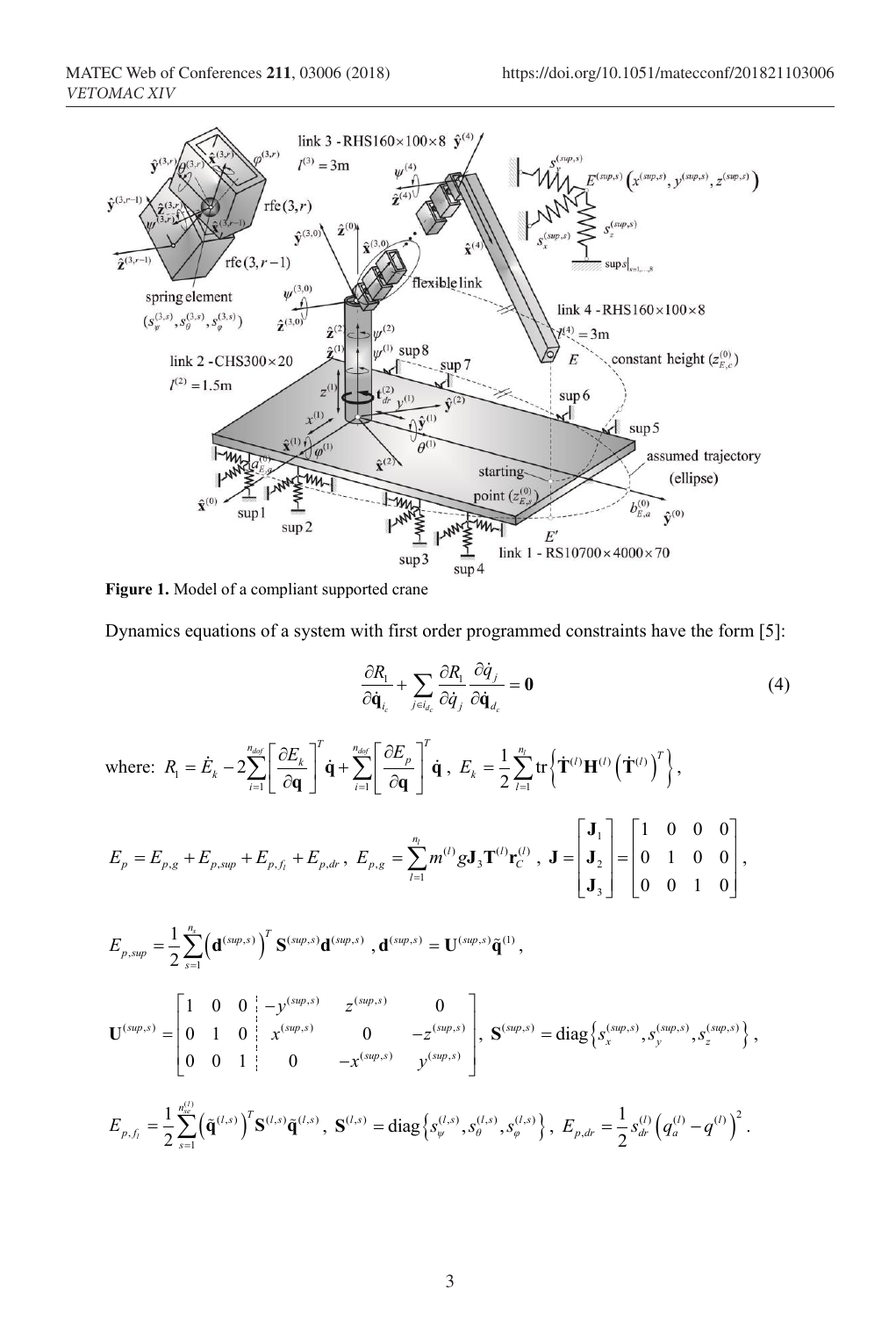**Figure 1.** Model of a compliant supported crane

Dynamics equations of a system with first order programmed constraints have the form [5]:

$$\frac{\partial R_1}{\partial \dot{\mathbf{q}}_{i_c}} + \sum_{j \in i_{d_c}} \frac{\partial R_1}{\partial \dot{q}_j} \frac{\partial \dot{q}_j}{\partial \dot{\mathbf{q}}_{d_c}} = \mathbf{0} \tag{4}$$

where: $R_1 = \dot{E}_k - 2\sum_{i=1}^{n_{dof}} \left[\frac{\partial E_k}{\partial \mathbf{q}}\right]^T \dot{\mathbf{q}} + \sum_{i=1}^{n_{dof}} \left[\frac{\partial E_p}{\partial \mathbf{q}}\right]^T \dot{\mathbf{q}}$, $E_k = \frac{1}{2}\sum_{l=1}^{n_l} \mathrm{tr}\left\{\dot{\mathbf{T}}^{(l)} \mathbf{H}^{(l)} \left(\dot{\mathbf{T}}^{(l)}\right)^T\right\}$,

$E_p = E_{p,g} + E_{p,sup} + E_{p,f_l} + E_{p,dr}$, $E_{p,g} = \sum_{l=1}^{n_l} m^{(l)} g \mathbf{J}_3 \mathbf{T}^{(l)} \mathbf{r}_C^{(l)}$, $\mathbf{J} = \begin{bmatrix} \mathbf{J}_1 \\ \mathbf{J}_2 \\ \mathbf{J}_3 \end{bmatrix} = \begin{bmatrix} 1 & 0 & 0 & 0 \\ 0 & 1 & 0 & 0 \\ 0 & 0 & 1 & 0 \end{bmatrix}$,

$E_{p,sup} = \frac{1}{2}\sum_{s=1}^{n_s} \left(\mathbf{d}^{(sup,s)}\right)^T \mathbf{S}^{(sup,s)} \mathbf{d}^{(sup,s)}$, $\mathbf{d}^{(sup,s)} = \mathbf{U}^{(sup,s)} \tilde{\mathbf{q}}^{(1)}$,

$\mathbf{U}^{(sup,s)} = \left[\begin{array}{ccc|ccc} 1 & 0 & 0 & -y^{(sup,s)} & z^{(sup,s)} & 0 \\ 0 & 1 & 0 & x^{(sup,s)} & 0 & -z^{(sup,s)} \\ 0 & 0 & 1 & 0 & -x^{(sup,s)} & y^{(sup,s)} \end{array}\right]$, $\mathbf{S}^{(sup,s)} = \mathrm{diag}\left\{s_x^{(sup,s)}, s_y^{(sup,s)}, s_z^{(sup,s)}\right\}$,

$E_{p,f_l} = \frac{1}{2}\sum_{s=1}^{n_{se}^{(l)}} \left(\tilde{\mathbf{q}}^{(l,s)}\right)^T \mathbf{S}^{(l,s)} \tilde{\mathbf{q}}^{(l,s)}$, $\mathbf{S}^{(l,s)} = \mathrm{diag}\left\{s_\psi^{(l,s)}, s_\theta^{(l,s)}, s_\varphi^{(l,s)}\right\}$, $E_{p,dr} = \frac{1}{2} s_{dr}^{(l)} \left(q_a^{(l)} - q^{(l)}\right)^2$.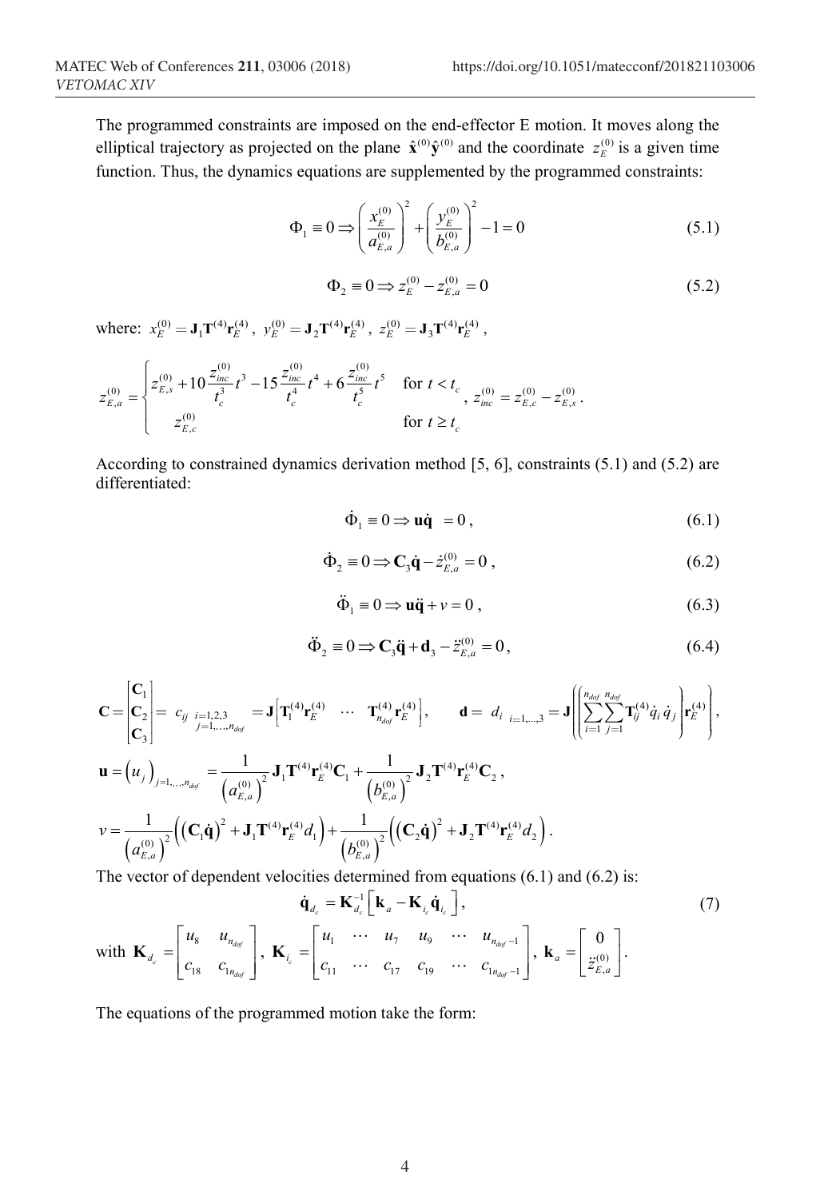The programmed constraints are imposed on the end-effector E motion. It moves along the elliptical trajectory as projected on the plane $\hat{\mathbf{x}}^{(0)}\hat{\mathbf{y}}^{(0)}$ and the coordinate $z_E^{(0)}$ is a given time function. Thus, the dynamics equations are supplemented by the programmed constraints:

$$\Phi_1 \equiv 0 \Rightarrow \left(\frac{x_E^{(0)}}{a_{E,a}^{(0)}}\right)^2 + \left(\frac{y_E^{(0)}}{b_{E,a}^{(0)}}\right)^2 - 1 = 0 \tag{5.1}$$

$$\Phi_2 \equiv 0 \Rightarrow z_E^{(0)} - z_{E,a}^{(0)} = 0 \tag{5.2}$$

where: $x_E^{(0)} = \mathbf{J}_1\mathbf{T}^{(4)}\mathbf{r}_E^{(4)}$, $y_E^{(0)} = \mathbf{J}_2\mathbf{T}^{(4)}\mathbf{r}_E^{(4)}$, $z_E^{(0)} = \mathbf{J}_3\mathbf{T}^{(4)}\mathbf{r}_E^{(4)}$,

$$z_{E,a}^{(0)} = \begin{cases} z_{E,s}^{(0)} + 10\dfrac{z_{inc}^{(0)}}{t_c^3}t^3 - 15\dfrac{z_{inc}^{(0)}}{t_c^4}t^4 + 6\dfrac{z_{inc}^{(0)}}{t_c^5}t^5 & \text{for } t < t_c \\ z_{E,c}^{(0)} & \text{for } t \geq t_c \end{cases}, \quad z_{inc}^{(0)} = z_{E,c}^{(0)} - z_{E,s}^{(0)}.$$

According to constrained dynamics derivation method [5, 6], constraints (5.1) and (5.2) are differentiated:

$$\dot{\Phi}_1 \equiv 0 \Rightarrow \mathbf{u}\dot{\mathbf{q}} = 0, \tag{6.1}$$

$$\dot{\Phi}_2 \equiv 0 \Rightarrow \mathbf{C}_3\dot{\mathbf{q}} - \dot{z}_{E,a}^{(0)} = 0, \tag{6.2}$$

$$\ddot{\Phi}_1 \equiv 0 \Rightarrow \mathbf{u}\ddot{\mathbf{q}} + v = 0, \tag{6.3}$$

$$\ddot{\Phi}_2 \equiv 0 \Rightarrow \mathbf{C}_3\ddot{\mathbf{q}} + \mathbf{d}_3 - \ddot{z}_{E,a}^{(0)} = 0, \tag{6.4}$$

$$\mathbf{C} = \begin{bmatrix}\mathbf{C}_1\\ \mathbf{C}_2\\ \mathbf{C}_3\end{bmatrix} = c_{ij\ \substack{i=1,2,3\\ j=1,\dots,n_{dof}}} = \mathbf{J}\left[\mathbf{T}_1^{(4)}\mathbf{r}_E^{(4)} \quad \cdots \quad \mathbf{T}_{n_{dof}}^{(4)}\mathbf{r}_E^{(4)}\right], \qquad \mathbf{d} = d_{i\ i=1,\dots,3} = \mathbf{J}\left(\left(\sum_{i=1}^{n_{dof}}\sum_{j=1}^{n_{dof}}\mathbf{T}_{ij}^{(4)}\dot{q}_i\dot{q}_j\right)\mathbf{r}_E^{(4)}\right),$$

$$\mathbf{u} = \left(u_j\right)_{j=1,\dots,n_{dof}} = \frac{1}{\left(a_{E,a}^{(0)}\right)^2}\mathbf{J}_1\mathbf{T}^{(4)}\mathbf{r}_E^{(4)}\mathbf{C}_1 + \frac{1}{\left(b_{E,a}^{(0)}\right)^2}\mathbf{J}_2\mathbf{T}^{(4)}\mathbf{r}_E^{(4)}\mathbf{C}_2,$$

$$v = \frac{1}{\left(a_{E,a}^{(0)}\right)^2}\left(\left(\mathbf{C}_1\dot{\mathbf{q}}\right)^2 + \mathbf{J}_1\mathbf{T}^{(4)}\mathbf{r}_E^{(4)}d_1\right) + \frac{1}{\left(b_{E,a}^{(0)}\right)^2}\left(\left(\mathbf{C}_2\dot{\mathbf{q}}\right)^2 + \mathbf{J}_2\mathbf{T}^{(4)}\mathbf{r}_E^{(4)}d_2\right).$$

The vector of dependent velocities determined from equations (6.1) and (6.2) is:

$$\dot{\mathbf{q}}_{d_c} = \mathbf{K}_{d_c}^{-1}\left[\mathbf{k}_a - \mathbf{K}_{i_c}\dot{\mathbf{q}}_{i_c}\right], \tag{7}$$

with $\mathbf{K}_{d_c} = \begin{bmatrix} u_8 & u_{n_{dof}} \\ c_{18} & c_{1n_{dof}} \end{bmatrix}$, $\mathbf{K}_{i_c} = \begin{bmatrix} u_1 & \cdots & u_7 & u_9 & \cdots & u_{n_{dof}-1} \\ c_{11} & \cdots & c_{17} & c_{19} & \cdots & c_{1n_{dof}-1} \end{bmatrix}$, $\mathbf{k}_a = \begin{bmatrix} 0 \\ \ddot{z}_{E,a}^{(0)} \end{bmatrix}$.

The equations of the programmed motion take the form: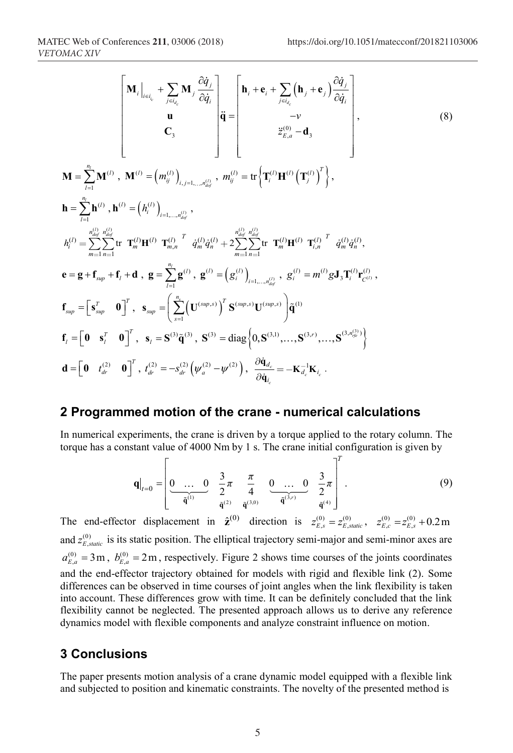$$
\begin{bmatrix}
\mathbf{M}_i\big|_{i\in i_{i_c}} + \sum_{j\in i_{d_c}} \mathbf{M}_j \dfrac{\partial \dot{q}_j}{\partial \dot{q}_i} \\
\mathbf{u} \\
\mathbf{C}_3
\end{bmatrix}
\ddot{\mathbf{q}} =
\begin{bmatrix}
\mathbf{h}_i + \mathbf{e}_i + \sum_{j\in i_{d_c}} \left(\mathbf{h}_j + \mathbf{e}_j\right) \dfrac{\partial \dot{q}_j}{\partial \dot{q}_i} \\
-v \\
\ddot{z}_{E,a}^{(0)} - \mathbf{d}_3
\end{bmatrix}, \tag{8}
$$

$$
\mathbf{M} = \sum_{l=1}^{n_l} \mathbf{M}^{(l)},\ \mathbf{M}^{(l)} = \left(m_{ij}^{(l)}\right)_{i,j=1,\dots,n_{dof}^{(l)}},\ m_{ij}^{(l)} = \operatorname{tr}\left\{\mathbf{T}_i^{(l)} \mathbf{H}^{(l)} \left(\mathbf{T}_j^{(l)}\right)^T\right\},
$$

$$
\mathbf{h} = \sum_{l=1}^{n_l} \mathbf{h}^{(l)},\ \mathbf{h}^{(l)} = \left(h_i^{(l)}\right)_{i=1,\dots,n_{dof}^{(l)}},
$$

$$
h_i^{(l)} = \sum_{m=1}^{n_{dof}^{(l)}} \sum_{n=1}^{n_{dof}^{(l)}} \operatorname{tr}\ \mathbf{T}_m^{(l)} \mathbf{H}^{(l)}\ \mathbf{T}_{m,n}^{(l)}\ {}^T\ \dot{q}_m^{(l)} \dot{q}_n^{(l)} + 2 \sum_{m=1}^{n_{dof}^{(l)}} \sum_{n=1}^{n_{dof}^{(l)}} \operatorname{tr}\ \mathbf{T}_m^{(l)} \mathbf{H}^{(l)}\ \mathbf{T}_{i,n}^{(l)}\ {}^T\ \dot{q}_m^{(l)} \dot{q}_n^{(l)},
$$

$$
\mathbf{e} = \mathbf{g} + \mathbf{f}_{sup} + \mathbf{f}_l + \mathbf{d},\ \mathbf{g} = \sum_{l=1}^{n_l} \mathbf{g}^{(l)},\ \mathbf{g}^{(l)} = \left(g_i^{(l)}\right)_{i=1,\dots,n_{dof}^{(l)}},\ g_i^{(l)} = m^{(l)} g \mathbf{J}_3 \mathbf{T}_i^{(l)} \mathbf{r}_{C^{(l)}}^{(l)},
$$

$$
\mathbf{f}_{sup} = \begin{bmatrix} \mathbf{s}_{sup}^T & \mathbf{0} \end{bmatrix}^T,\ \mathbf{s}_{sup} = \left( \sum_{s=1}^{n_s} \left(\mathbf{U}^{(sup,s)}\right)^T \mathbf{S}^{(sup,s)} \mathbf{U}^{(sup,s)} \right) \tilde{\mathbf{q}}^{(1)}
$$

$$
\mathbf{f}_l = \begin{bmatrix} \mathbf{0} & \mathbf{s}_l^T & \mathbf{0} \end{bmatrix}^T,\ \mathbf{s}_l = \mathbf{S}^{(3)} \tilde{\mathbf{q}}^{(3)},\ \mathbf{S}^{(3)} = \operatorname{diag}\left\{0, \mathbf{S}^{(3,1)}, \dots, \mathbf{S}^{(3,r)}, \dots, \mathbf{S}^{(3,n_{rfe}^{(3)})}\right\}
$$

$$
\mathbf{d} = \begin{bmatrix} \mathbf{0} & t_{dr}^{(2)} & \mathbf{0} \end{bmatrix}^T,\ t_{dr}^{(2)} = -s_{dr}^{(2)} \left(\psi_a^{(2)} - \psi^{(2)}\right),\ \frac{\partial \dot{\mathbf{q}}_{d_c}}{\partial \dot{\mathbf{q}}_{i_c}} = -\mathbf{K}_{d_c}^{-1} \mathbf{K}_{i_c}.
$$

## 2 Programmed motion of the crane - numerical calculations

In numerical experiments, the crane is driven by a torque applied to the rotary column. The torque has a constant value of 4000 Nm by 1 s. The crane initial configuration is given by

$$
\mathbf{q}\big|_{t=0} = \Big[ \underbrace{0\ \dots\ 0}_{\tilde{\mathbf{q}}^{(1)}}\ \ \underbrace{\tfrac{3}{2}\pi}_{\tilde{\mathbf{q}}^{(2)}}\ \ \underbrace{\tfrac{\pi}{4}}_{\tilde{\mathbf{q}}^{(3,0)}}\ \ \underbrace{0\ \dots\ 0}_{\tilde{\mathbf{q}}^{(3,r)}}\ \ \underbrace{\tfrac{3}{2}\pi}_{\tilde{\mathbf{q}}^{(4)}} \Big]^T. \tag{9}
$$

The end-effector displacement in $\hat{\mathbf{z}}^{(0)}$ direction is $z_{E,s}^{(0)} = z_{E,static}^{(0)}$, $z_{E,c}^{(0)} = z_{E,s}^{(0)} + 0.2\,\mathrm{m}$ and $z_{E,static}^{(0)}$ is its static position. The elliptical trajectory semi-major and semi-minor axes are $a_{E,a}^{(0)} = 3\,\mathrm{m}$, $b_{E,a}^{(0)} = 2\,\mathrm{m}$, respectively. Figure 2 shows time courses of the joints coordinates and the end-effector trajectory obtained for models with rigid and flexible link (2). Some differences can be observed in time courses of joint angles when the link flexibility is taken into account. These differences grow with time. It can be definitely concluded that the link flexibility cannot be neglected. The presented approach allows us to derive any reference dynamics model with flexible components and analyze constraint influence on motion.

## 3 Conclusions

The paper presents motion analysis of a crane dynamic model equipped with a flexible link and subjected to position and kinematic constraints. The novelty of the presented method is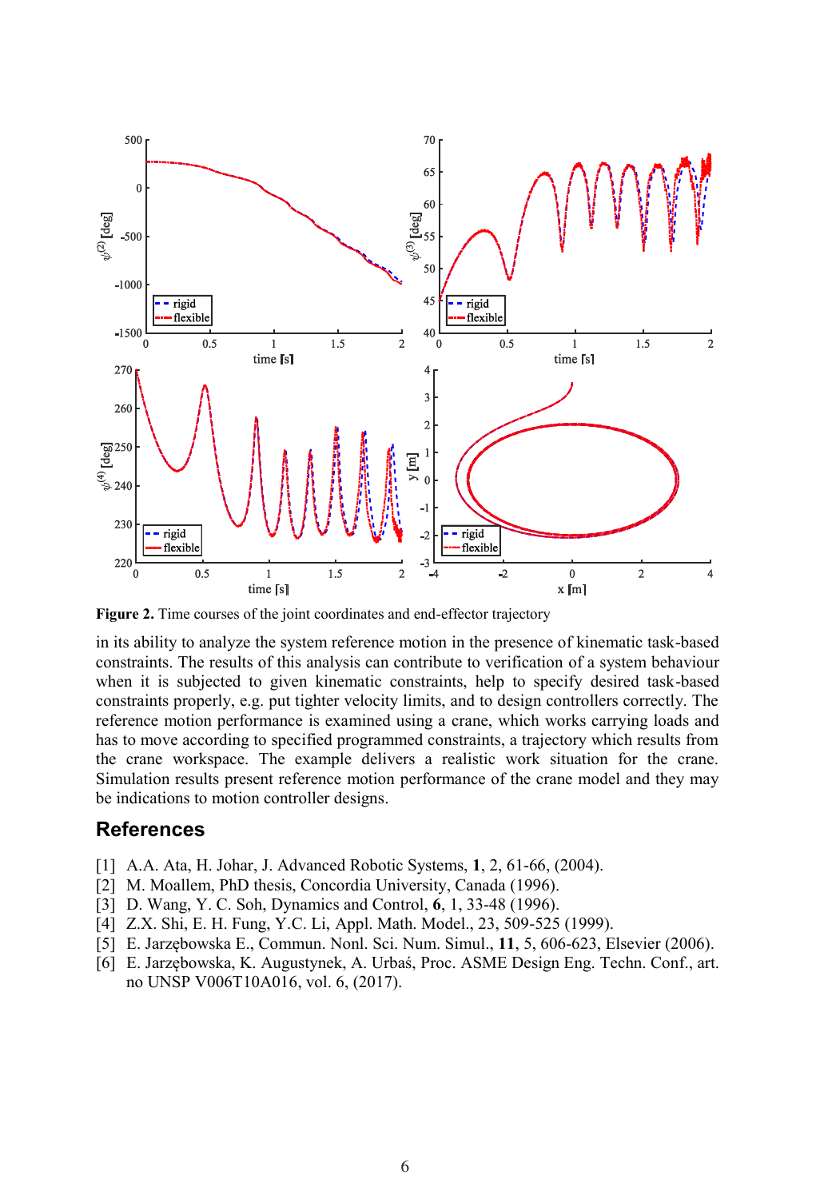$\psi^{(2)}$ [deg]

500
0
-500
-1000
-1500

rigid
flexible

0 0.5 1 1.5 2

time [s]

$\psi^{(3)}$ [deg]

70
65
60
55
50
45
40

rigid
flexible

0 0.5 1 1.5 2

time [s]

$\psi^{(4)}$ [deg]

270
260
250
240
230
220

rigid
flexible

0 0.5 1 1.5 2

time [s]

y [m]

4
3
2
1
0
-1
-2
-3

rigid
flexible

-4 -2 0 2 4

x [m]

**Figure 2.** Time courses of the joint coordinates and end-effector trajectory

in its ability to analyze the system reference motion in the presence of kinematic task-based constraints. The results of this analysis can contribute to verification of a system behaviour when it is subjected to given kinematic constraints, help to specify desired task-based constraints properly, e.g. put tighter velocity limits, and to design controllers correctly. The reference motion performance is examined using a crane, which works carrying loads and has to move according to specified programmed constraints, a trajectory which results from the crane workspace. The example delivers a realistic work situation for the crane. Simulation results present reference motion performance of the crane model and they may be indications to motion controller designs.

## References

[1] A.A. Ata, H. Johar, J. Advanced Robotic Systems, **1**, 2, 61-66, (2004).
[2] M. Moallem, PhD thesis, Concordia University, Canada (1996).
[3] D. Wang, Y. C. Soh, Dynamics and Control, **6**, 1, 33-48 (1996).
[4] Z.X. Shi, E. H. Fung, Y.C. Li, Appl. Math. Model., 23, 509-525 (1999).
[5] E. Jarzębowska E., Commun. Nonl. Sci. Num. Simul., **11**, 5, 606-623, Elsevier (2006).
[6] E. Jarzębowska, K. Augustynek, A. Urbaś, Proc. ASME Design Eng. Techn. Conf., art. no UNSP V006T10A016, vol. 6, (2017).